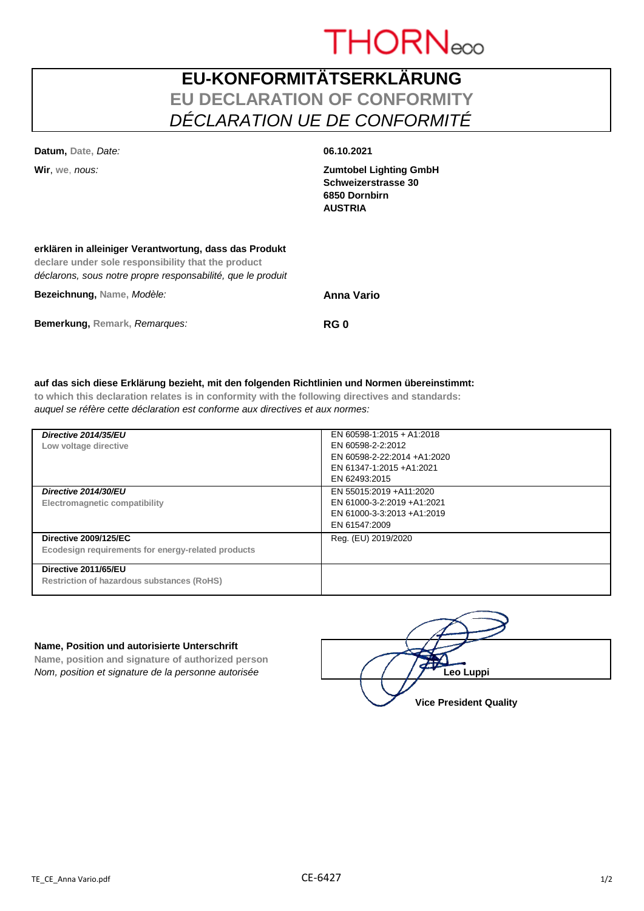THORNeco

# EU-KONFORMITÄTSERKLÄRUNG
## EU DECLARATION OF CONFORMITY
## *DÉCLARATION UE DE CONFORMITÉ*

**Datum,** Date, *Date:* **06.10.2021**

**Wir**, we, *nous:* **Zumtobel Lighting GmbH**
**Schweizerstrasse 30**
**6850 Dornbirn**
**AUSTRIA**

**erklären in alleiniger Verantwortung, dass das Produkt**
**declare under sole responsibility that the product**
*déclarons, sous notre propre responsabilité, que le produit*

**Bezeichnung,** Name, *Modèle:* **Anna Vario**

**Bemerkung,** Remark, *Remarques:* **RG 0**

**auf das sich diese Erklärung bezieht, mit den folgenden Richtlinien und Normen übereinstimmt:**
**to which this declaration relates is in conformity with the following directives and standards:**
*auquel se réfère cette déclaration est conforme aux directives et aux normes:*

| Directive | Standards |
|---|---|
| ***Directive 2014/35/EU*** <br> Low voltage directive | EN 60598-1:2015 + A1:2018 <br> EN 60598-2-2:2012 <br> EN 60598-2-22:2014 +A1:2020 <br> EN 61347-1:2015 +A1:2021 <br> EN 62493:2015 |
| ***Directive 2014/30/EU*** <br> Electromagnetic compatibility | EN 55015:2019 +A11:2020 <br> EN 61000-3-2:2019 +A1:2021 <br> EN 61000-3-3:2013 +A1:2019 <br> EN 61547:2009 |
| **Directive 2009/125/EC** <br> Ecodesign requirements for energy-related products | Reg. (EU) 2019/2020 |
| **Directive 2011/65/EU** <br> Restriction of hazardous substances (RoHS) | |

**Name, Position und autorisierte Unterschrift**
**Name, position and signature of authorized person**
*Nom, position et signature de la personne autorisée*

**Leo Luppi**
**Vice President Quality**

TE_CE_Anna Vario.pdf CE-6427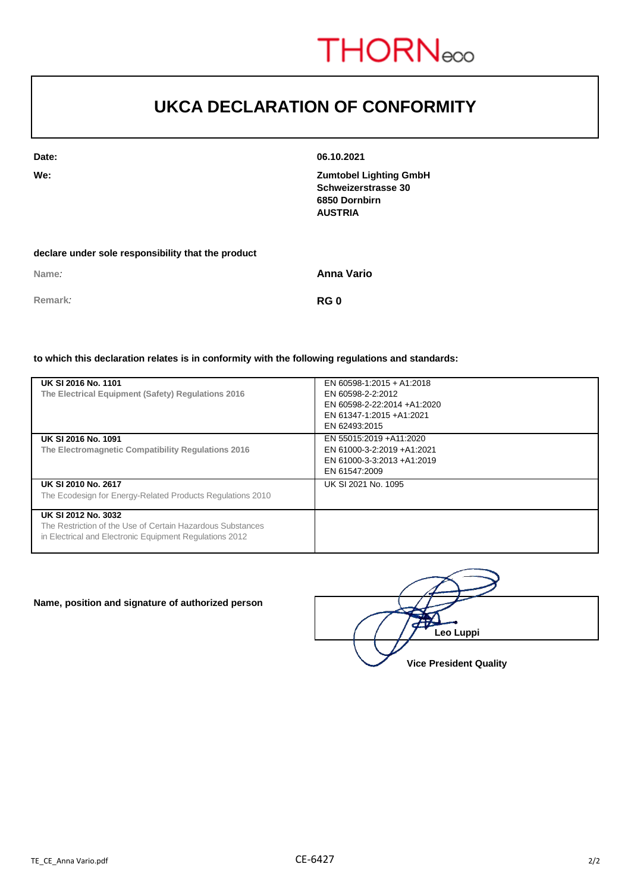THORNeco

# UKCA DECLARATION OF CONFORMITY

| | |
|---|---|
| **Date:** | **06.10.2021** |
| **We:** | **Zumtobel Lighting GmbH**<br>**Schweizerstrasse 30**<br>**6850 Dornbirn**<br>**AUSTRIA** |

**declare under sole responsibility that the product**

| | |
|---|---|
| Name: | **Anna Vario** |
| Remark: | **RG 0** |

**to which this declaration relates is in conformity with the following regulations and standards:**

| | |
|---|---|
| **UK SI 2016 No. 1101**<br>**The Electrical Equipment (Safety) Regulations 2016** | EN 60598-1:2015 + A1:2018<br>EN 60598-2-2:2012<br>EN 60598-2-22:2014 +A1:2020<br>EN 61347-1:2015 +A1:2021<br>EN 62493:2015 |
| **UK SI 2016 No. 1091**<br>**The Electromagnetic Compatibility Regulations 2016** | EN 55015:2019 +A11:2020<br>EN 61000-3-2:2019 +A1:2021<br>EN 61000-3-3:2013 +A1:2019<br>EN 61547:2009 |
| **UK SI 2010 No. 2617**<br>The Ecodesign for Energy-Related Products Regulations 2010 | UK SI 2021 No. 1095 |
| **UK SI 2012 No. 3032**<br>The Restriction of the Use of Certain Hazardous Substances in Electrical and Electronic Equipment Regulations 2012 | |

**Name, position and signature of authorized person**

**Leo Luppi**

**Vice President Quality**

TE_CE_Anna Vario.pdf

CE-6427